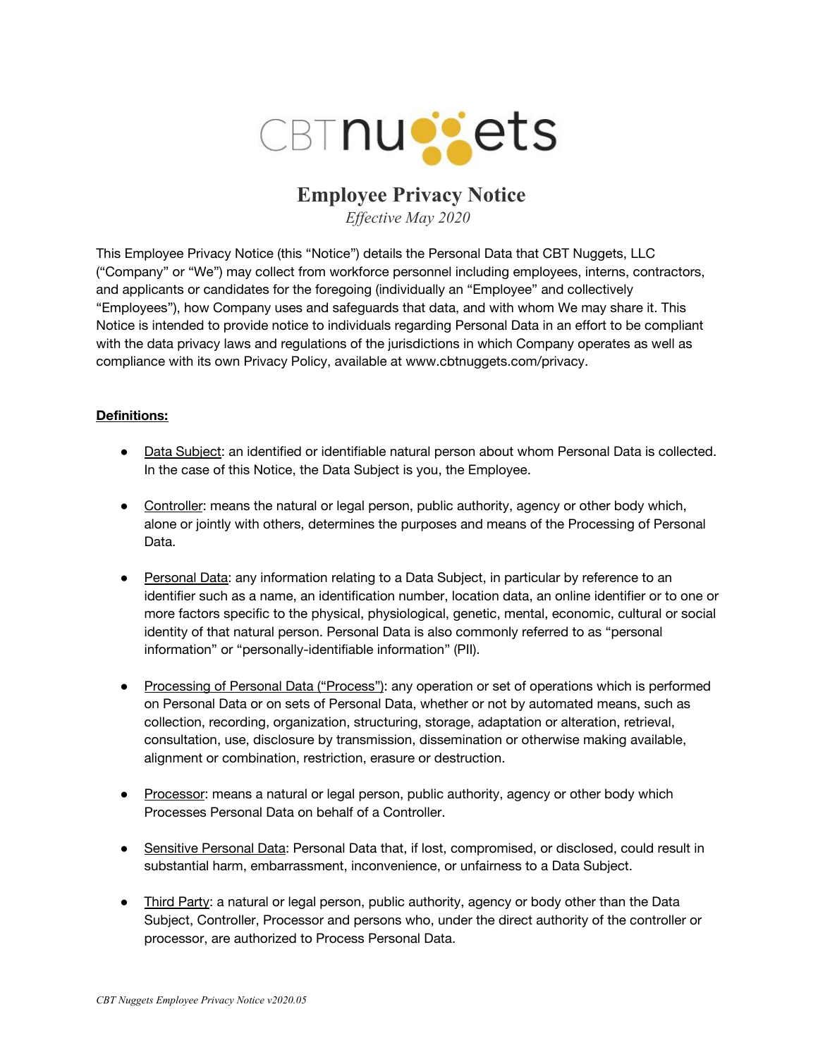# Employee Privacy Notice

*Effective May 2020*

This Employee Privacy Notice (this "Notice") details the Personal Data that CBT Nuggets, LLC ("Company" or "We") may collect from workforce personnel including employees, interns, contractors, and applicants or candidates for the foregoing (individually an "Employee" and collectively "Employees"), how Company uses and safeguards that data, and with whom We may share it. This Notice is intended to provide notice to individuals regarding Personal Data in an effort to be compliant with the data privacy laws and regulations of the jurisdictions in which Company operates as well as compliance with its own Privacy Policy, available at www.cbtnuggets.com/privacy.

**Definitions:**

- Data Subject: an identified or identifiable natural person about whom Personal Data is collected. In the case of this Notice, the Data Subject is you, the Employee.
- Controller: means the natural or legal person, public authority, agency or other body which, alone or jointly with others, determines the purposes and means of the Processing of Personal Data.
- Personal Data: any information relating to a Data Subject, in particular by reference to an identifier such as a name, an identification number, location data, an online identifier or to one or more factors specific to the physical, physiological, genetic, mental, economic, cultural or social identity of that natural person. Personal Data is also commonly referred to as "personal information" or "personally-identifiable information" (PII).
- Processing of Personal Data ("Process"): any operation or set of operations which is performed on Personal Data or on sets of Personal Data, whether or not by automated means, such as collection, recording, organization, structuring, storage, adaptation or alteration, retrieval, consultation, use, disclosure by transmission, dissemination or otherwise making available, alignment or combination, restriction, erasure or destruction.
- Processor: means a natural or legal person, public authority, agency or other body which Processes Personal Data on behalf of a Controller.
- Sensitive Personal Data: Personal Data that, if lost, compromised, or disclosed, could result in substantial harm, embarrassment, inconvenience, or unfairness to a Data Subject.
- Third Party: a natural or legal person, public authority, agency or body other than the Data Subject, Controller, Processor and persons who, under the direct authority of the controller or processor, are authorized to Process Personal Data.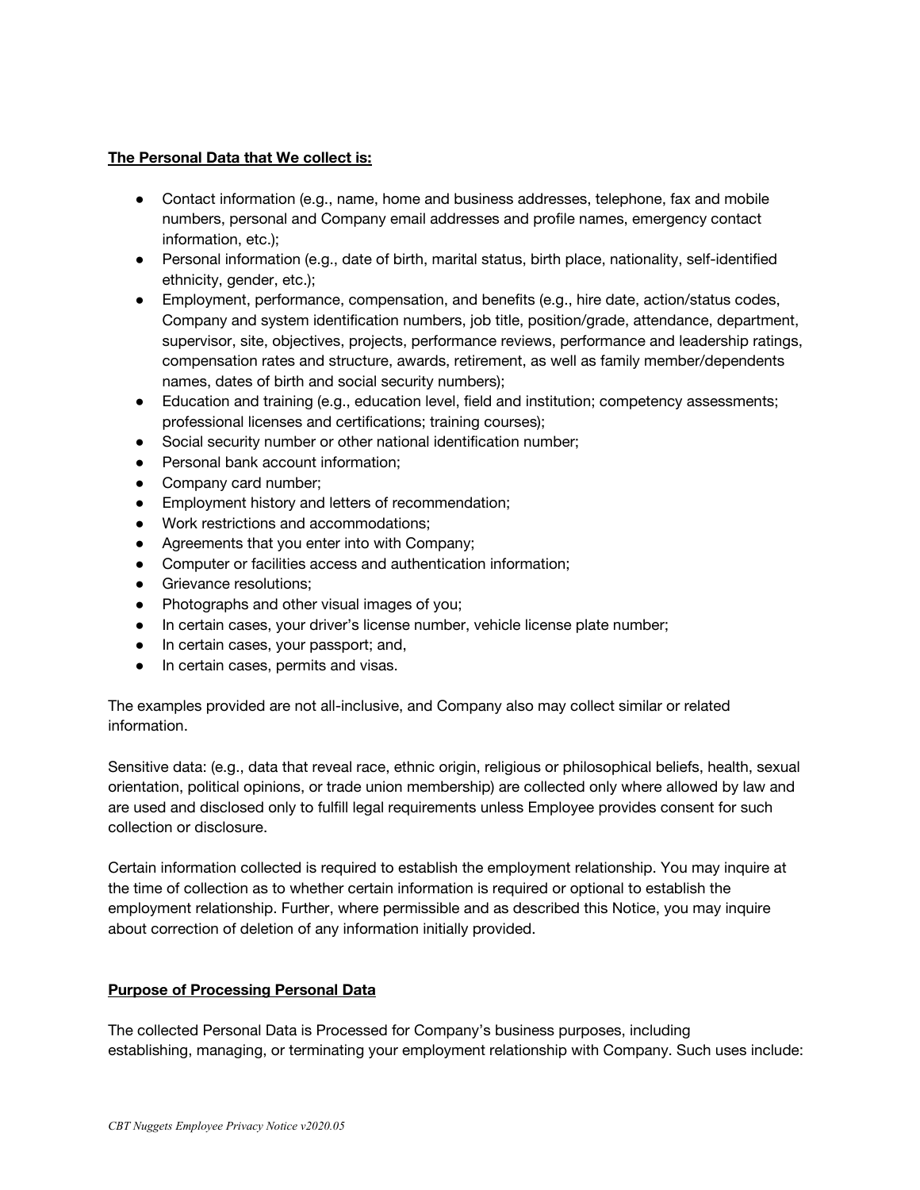**The Personal Data that We collect is:**

- Contact information (e.g., name, home and business addresses, telephone, fax and mobile numbers, personal and Company email addresses and profile names, emergency contact information, etc.);
- Personal information (e.g., date of birth, marital status, birth place, nationality, self-identified ethnicity, gender, etc.);
- Employment, performance, compensation, and benefits (e.g., hire date, action/status codes, Company and system identification numbers, job title, position/grade, attendance, department, supervisor, site, objectives, projects, performance reviews, performance and leadership ratings, compensation rates and structure, awards, retirement, as well as family member/dependents names, dates of birth and social security numbers);
- Education and training (e.g., education level, field and institution; competency assessments; professional licenses and certifications; training courses);
- Social security number or other national identification number;
- Personal bank account information;
- Company card number;
- Employment history and letters of recommendation;
- Work restrictions and accommodations;
- Agreements that you enter into with Company;
- Computer or facilities access and authentication information;
- Grievance resolutions;
- Photographs and other visual images of you;
- In certain cases, your driver's license number, vehicle license plate number;
- In certain cases, your passport; and,
- In certain cases, permits and visas.

The examples provided are not all-inclusive, and Company also may collect similar or related information.

Sensitive data: (e.g., data that reveal race, ethnic origin, religious or philosophical beliefs, health, sexual orientation, political opinions, or trade union membership) are collected only where allowed by law and are used and disclosed only to fulfill legal requirements unless Employee provides consent for such collection or disclosure.

Certain information collected is required to establish the employment relationship. You may inquire at the time of collection as to whether certain information is required or optional to establish the employment relationship. Further, where permissible and as described this Notice, you may inquire about correction of deletion of any information initially provided.

**Purpose of Processing Personal Data**

The collected Personal Data is Processed for Company's business purposes, including establishing, managing, or terminating your employment relationship with Company. Such uses include: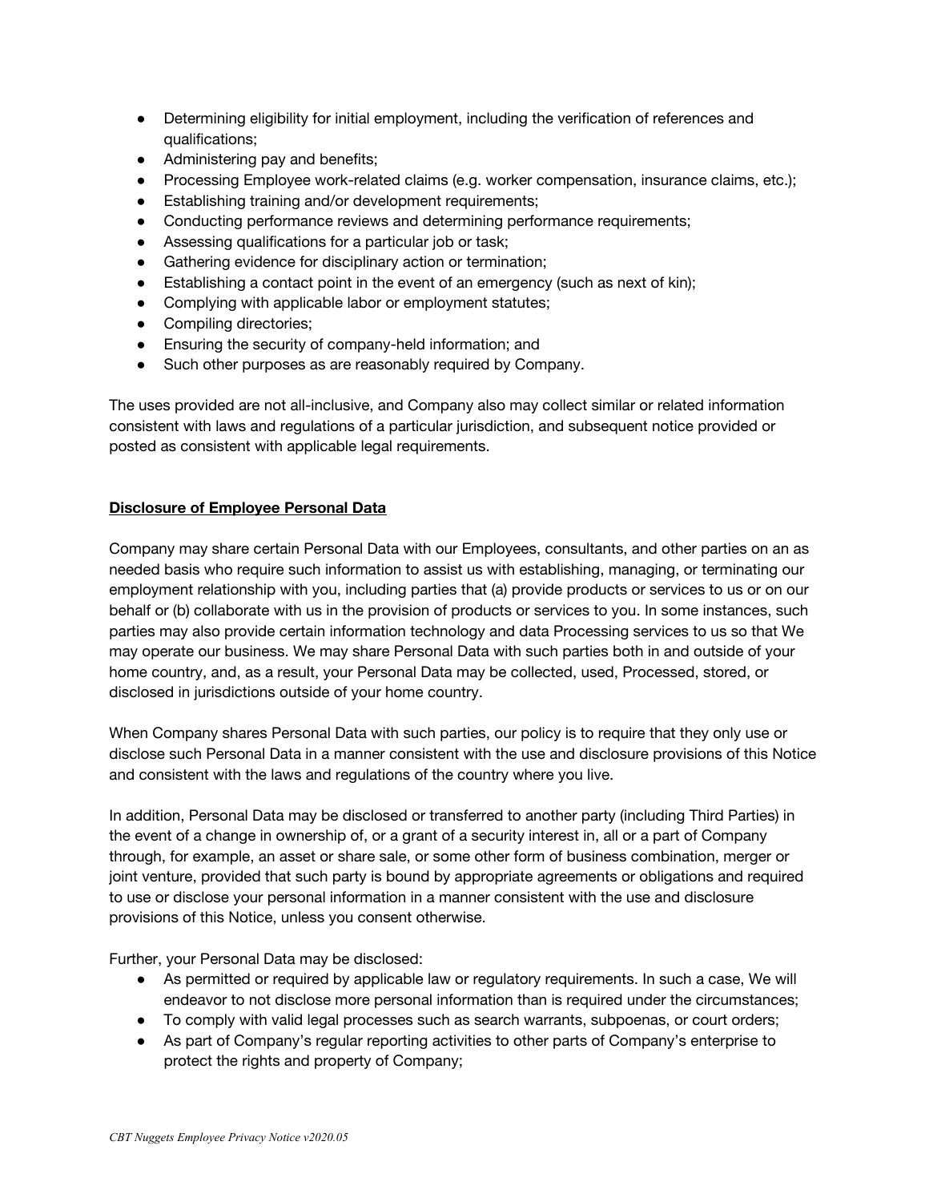- Determining eligibility for initial employment, including the verification of references and qualifications;
- Administering pay and benefits;
- Processing Employee work-related claims (e.g. worker compensation, insurance claims, etc.);
- Establishing training and/or development requirements;
- Conducting performance reviews and determining performance requirements;
- Assessing qualifications for a particular job or task;
- Gathering evidence for disciplinary action or termination;
- Establishing a contact point in the event of an emergency (such as next of kin);
- Complying with applicable labor or employment statutes;
- Compiling directories;
- Ensuring the security of company-held information; and
- Such other purposes as are reasonably required by Company.

The uses provided are not all-inclusive, and Company also may collect similar or related information consistent with laws and regulations of a particular jurisdiction, and subsequent notice provided or posted as consistent with applicable legal requirements.

## **Disclosure of Employee Personal Data**

Company may share certain Personal Data with our Employees, consultants, and other parties on an as needed basis who require such information to assist us with establishing, managing, or terminating our employment relationship with you, including parties that (a) provide products or services to us or on our behalf or (b) collaborate with us in the provision of products or services to you. In some instances, such parties may also provide certain information technology and data Processing services to us so that We may operate our business. We may share Personal Data with such parties both in and outside of your home country, and, as a result, your Personal Data may be collected, used, Processed, stored, or disclosed in jurisdictions outside of your home country.

When Company shares Personal Data with such parties, our policy is to require that they only use or disclose such Personal Data in a manner consistent with the use and disclosure provisions of this Notice and consistent with the laws and regulations of the country where you live.

In addition, Personal Data may be disclosed or transferred to another party (including Third Parties) in the event of a change in ownership of, or a grant of a security interest in, all or a part of Company through, for example, an asset or share sale, or some other form of business combination, merger or joint venture, provided that such party is bound by appropriate agreements or obligations and required to use or disclose your personal information in a manner consistent with the use and disclosure provisions of this Notice, unless you consent otherwise.

Further, your Personal Data may be disclosed:

- As permitted or required by applicable law or regulatory requirements. In such a case, We will endeavor to not disclose more personal information than is required under the circumstances;
- To comply with valid legal processes such as search warrants, subpoenas, or court orders;
- As part of Company's regular reporting activities to other parts of Company's enterprise to protect the rights and property of Company;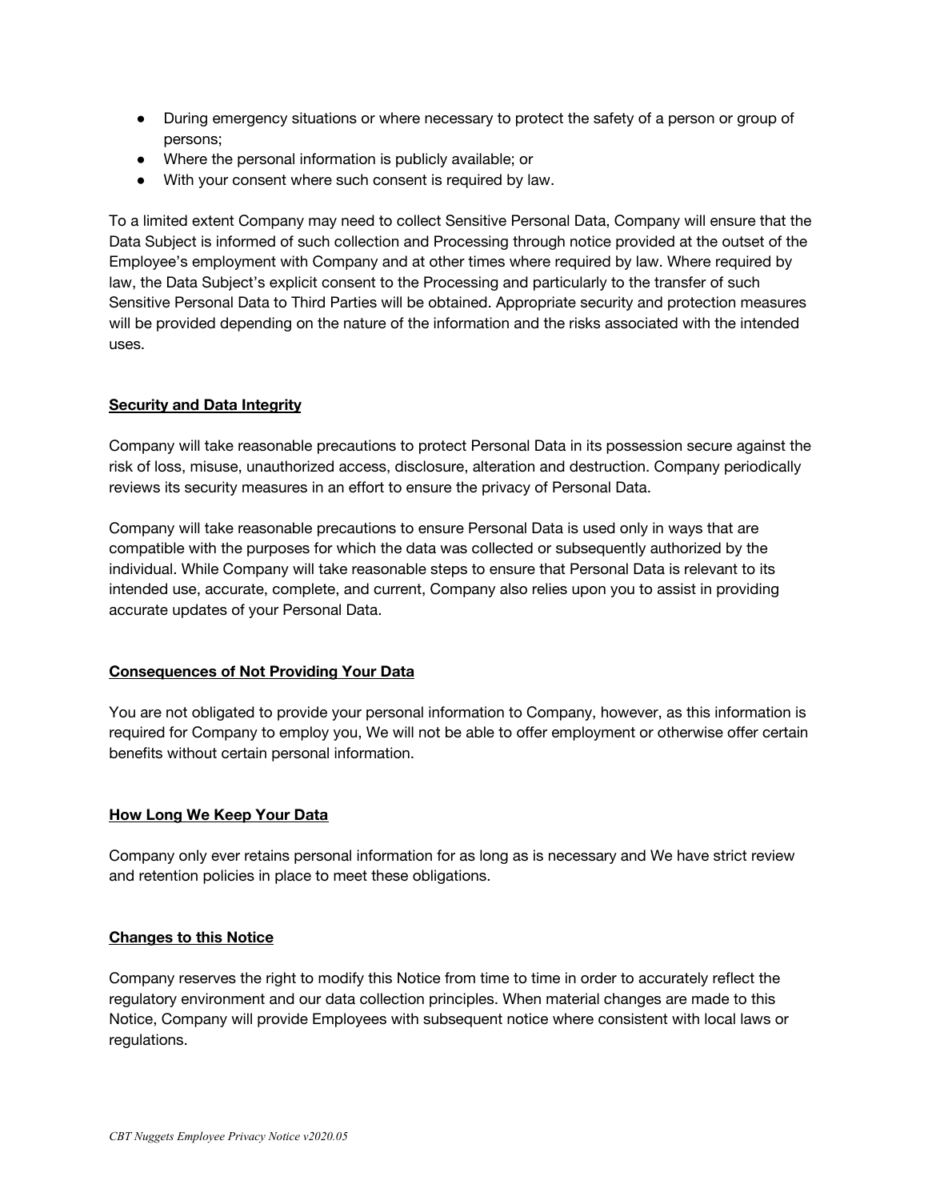- During emergency situations or where necessary to protect the safety of a person or group of persons;
- Where the personal information is publicly available; or
- With your consent where such consent is required by law.

To a limited extent Company may need to collect Sensitive Personal Data, Company will ensure that the Data Subject is informed of such collection and Processing through notice provided at the outset of the Employee's employment with Company and at other times where required by law. Where required by law, the Data Subject's explicit consent to the Processing and particularly to the transfer of such Sensitive Personal Data to Third Parties will be obtained. Appropriate security and protection measures will be provided depending on the nature of the information and the risks associated with the intended uses.

**Security and Data Integrity**

Company will take reasonable precautions to protect Personal Data in its possession secure against the risk of loss, misuse, unauthorized access, disclosure, alteration and destruction. Company periodically reviews its security measures in an effort to ensure the privacy of Personal Data.

Company will take reasonable precautions to ensure Personal Data is used only in ways that are compatible with the purposes for which the data was collected or subsequently authorized by the individual. While Company will take reasonable steps to ensure that Personal Data is relevant to its intended use, accurate, complete, and current, Company also relies upon you to assist in providing accurate updates of your Personal Data.

**Consequences of Not Providing Your Data**

You are not obligated to provide your personal information to Company, however, as this information is required for Company to employ you, We will not be able to offer employment or otherwise offer certain benefits without certain personal information.

**How Long We Keep Your Data**

Company only ever retains personal information for as long as is necessary and We have strict review and retention policies in place to meet these obligations.

**Changes to this Notice**

Company reserves the right to modify this Notice from time to time in order to accurately reflect the regulatory environment and our data collection principles. When material changes are made to this Notice, Company will provide Employees with subsequent notice where consistent with local laws or regulations.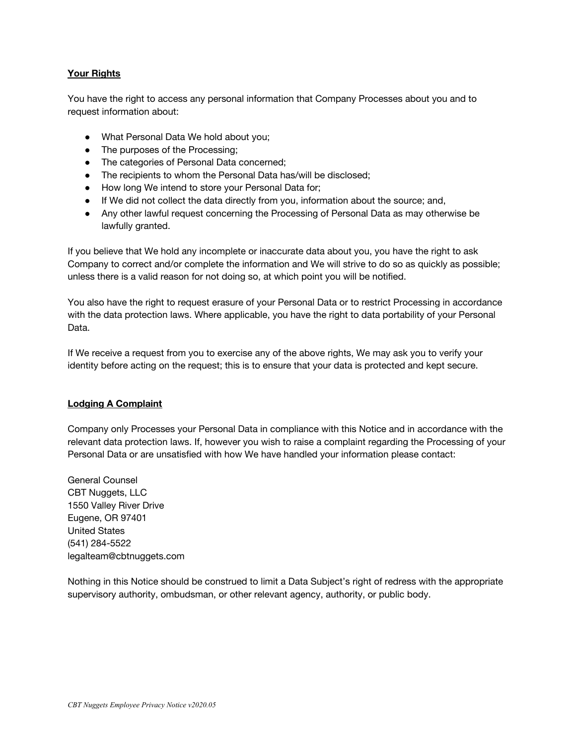**Your Rights**

You have the right to access any personal information that Company Processes about you and to request information about:

- What Personal Data We hold about you;
- The purposes of the Processing;
- The categories of Personal Data concerned;
- The recipients to whom the Personal Data has/will be disclosed;
- How long We intend to store your Personal Data for;
- If We did not collect the data directly from you, information about the source; and,
- Any other lawful request concerning the Processing of Personal Data as may otherwise be lawfully granted.

If you believe that We hold any incomplete or inaccurate data about you, you have the right to ask Company to correct and/or complete the information and We will strive to do so as quickly as possible; unless there is a valid reason for not doing so, at which point you will be notified.

You also have the right to request erasure of your Personal Data or to restrict Processing in accordance with the data protection laws. Where applicable, you have the right to data portability of your Personal Data.

If We receive a request from you to exercise any of the above rights, We may ask you to verify your identity before acting on the request; this is to ensure that your data is protected and kept secure.

**Lodging A Complaint**

Company only Processes your Personal Data in compliance with this Notice and in accordance with the relevant data protection laws. If, however you wish to raise a complaint regarding the Processing of your Personal Data or are unsatisfied with how We have handled your information please contact:

General Counsel
CBT Nuggets, LLC
1550 Valley River Drive
Eugene, OR 97401
United States
(541) 284-5522
legalteam@cbtnuggets.com

Nothing in this Notice should be construed to limit a Data Subject's right of redress with the appropriate supervisory authority, ombudsman, or other relevant agency, authority, or public body.